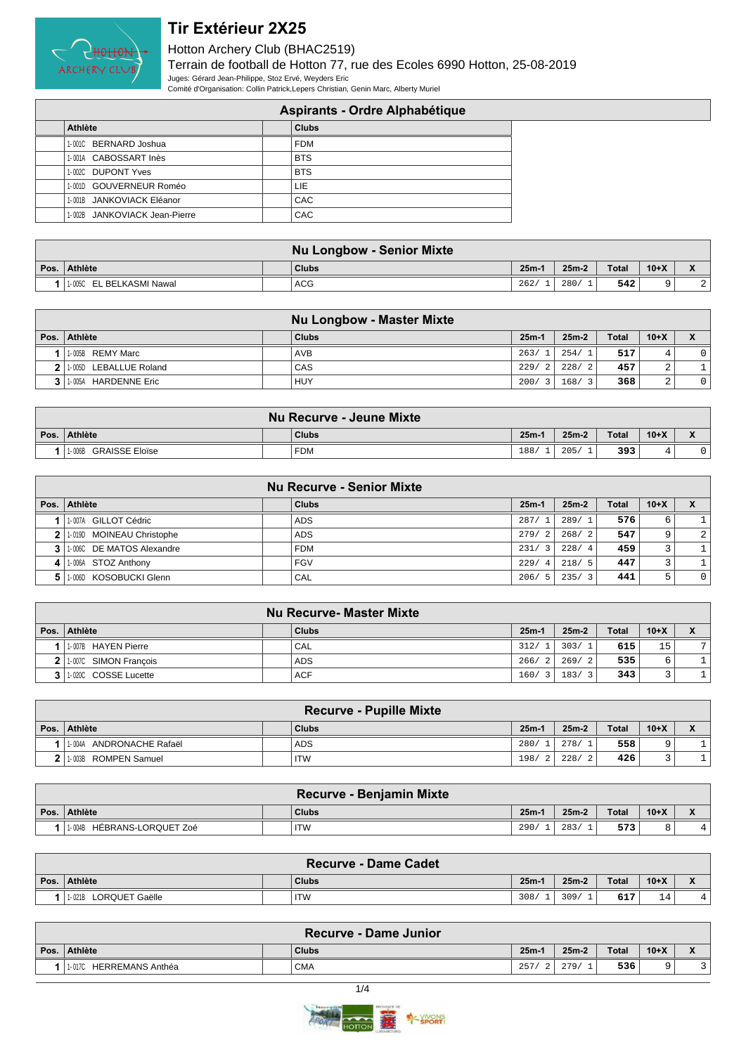# Tir Extérieur 2X25

Hotton Archery Club (BHAC2519)

Terrain de football de Hotton 77, rue des Ecoles 6990 Hotton, 25-08-2019

Juges: Gérard Jean-Philippe, Stoz Ervé, Weyders Eric

Comité d'Organisation: Collin Patrick,Lepers Christian, Genin Marc, Alberty Muriel

## Aspirants - Ordre Alphabétique

| Athlète | Clubs |
|---|---|
| 1-001C BERNARD Joshua | FDM |
| 1-001A CABOSSART Inès | BTS |
| 1-002C DUPONT Yves | BTS |
| 1-001D GOUVERNEUR Roméo | LIE |
| 1-001B JANKOVIACK Eléanor | CAC |
| 1-002B JANKOVIACK Jean-Pierre | CAC |

## Nu Longbow - Senior Mixte

| Pos. | Athlète | Clubs | 25m-1 | 25m-2 | Total | 10+X | X |
|---|---|---|---|---|---|---|---|
| 1 | 1-005C EL BELKASMI Nawal | ACG | 262/ 1 | 280/ 1 | 542 | 9 | 2 |

## Nu Longbow - Master Mixte

| Pos. | Athlète | Clubs | 25m-1 | 25m-2 | Total | 10+X | X |
|---|---|---|---|---|---|---|---|
| 1 | 1-005B REMY Marc | AVB | 263/ 1 | 254/ 1 | 517 | 4 | 0 |
| 2 | 1-005D LEBALLUE Roland | CAS | 229/ 2 | 228/ 2 | 457 | 2 | 1 |
| 3 | 1-005A HARDENNE Eric | HUY | 200/ 3 | 168/ 3 | 368 | 2 | 0 |

## Nu Recurve - Jeune Mixte

| Pos. | Athlète | Clubs | 25m-1 | 25m-2 | Total | 10+X | X |
|---|---|---|---|---|---|---|---|
| 1 | 1-006B GRAISSE Eloïse | FDM | 188/ 1 | 205/ 1 | 393 | 4 | 0 |

## Nu Recurve - Senior Mixte

| Pos. | Athlète | Clubs | 25m-1 | 25m-2 | Total | 10+X | X |
|---|---|---|---|---|---|---|---|
| 1 | 1-007A GILLOT Cédric | ADS | 287/ 1 | 289/ 1 | 576 | 6 | 1 |
| 2 | 1-019D MOINEAU Christophe | ADS | 279/ 2 | 268/ 2 | 547 | 9 | 2 |
| 3 | 1-006C DE MATOS Alexandre | FDM | 231/ 3 | 228/ 4 | 459 | 3 | 1 |
| 4 | 1-006A STOZ Anthony | FGV | 229/ 4 | 218/ 5 | 447 | 3 | 1 |
| 5 | 1-006D KOSOBUCKI Glenn | CAL | 206/ 5 | 235/ 3 | 441 | 5 | 0 |

## Nu Recurve- Master Mixte

| Pos. | Athlète | Clubs | 25m-1 | 25m-2 | Total | 10+X | X |
|---|---|---|---|---|---|---|---|
| 1 | 1-007B HAYEN Pierre | CAL | 312/ 1 | 303/ 1 | 615 | 15 | 7 |
| 2 | 1-007C SIMON François | ADS | 266/ 2 | 269/ 2 | 535 | 6 | 1 |
| 3 | 1-020C COSSE Lucette | ACF | 160/ 3 | 183/ 3 | 343 | 3 | 1 |

## Recurve - Pupille Mixte

| Pos. | Athlète | Clubs | 25m-1 | 25m-2 | Total | 10+X | X |
|---|---|---|---|---|---|---|---|
| 1 | 1-004A ANDRONACHE Rafaël | ADS | 280/ 1 | 278/ 1 | 558 | 9 | 1 |
| 2 | 1-003B ROMPEN Samuel | ITW | 198/ 2 | 228/ 2 | 426 | 3 | 1 |

## Recurve - Benjamin Mixte

| Pos. | Athlète | Clubs | 25m-1 | 25m-2 | Total | 10+X | X |
|---|---|---|---|---|---|---|---|
| 1 | 1-004B HÉBRANS-LORQUET Zoé | ITW | 290/ 1 | 283/ 1 | 573 | 8 | 4 |

## Recurve - Dame Cadet

| Pos. | Athlète | Clubs | 25m-1 | 25m-2 | Total | 10+X | X |
|---|---|---|---|---|---|---|---|
| 1 | 1-021B LORQUET Gaëlle | ITW | 308/ 1 | 309/ 1 | 617 | 14 | 4 |

## Recurve - Dame Junior

| Pos. | Athlète | Clubs | 25m-1 | 25m-2 | Total | 10+X | X |
|---|---|---|---|---|---|---|---|
| 1 | 1-017C HERREMANS Anthéa | CMA | 257/ 2 | 279/ 1 | 536 | 9 | 3 |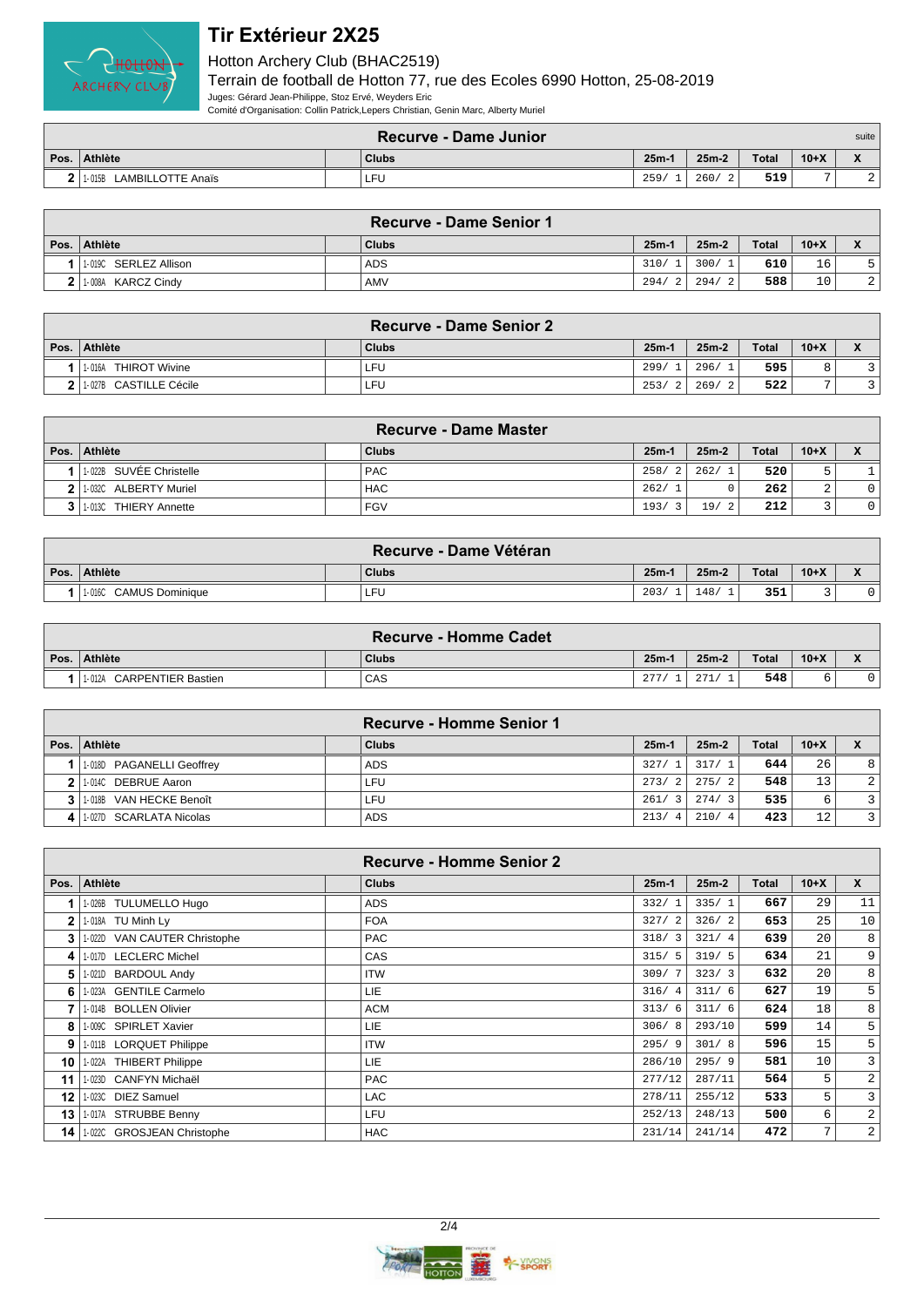# Tir Extérieur 2X25

Hotton Archery Club (BHAC2519)

Terrain de football de Hotton 77, rue des Ecoles 6990 Hotton, 25-08-2019

Juges: Gérard Jean-Philippe, Stoz Ervé, Weyders Eric

Comité d'Organisation: Collin Patrick,Lepers Christian, Genin Marc, Alberty Muriel

## Recurve - Dame Junior

suite

| Pos. | Athlète | | Clubs | 25m-1 | 25m-2 | Total | 10+X | X |
|---|---|---|---|---|---|---|---|---|
| 2 | 1-015B LAMBILLOTTE Anaïs | | LFU | 259/ 1 | 260/ 2 | 519 | 7 | 2 |

## Recurve - Dame Senior 1

| Pos. | Athlète | | Clubs | 25m-1 | 25m-2 | Total | 10+X | X |
|---|---|---|---|---|---|---|---|---|
| 1 | 1-019C SERLEZ Allison | | ADS | 310/ 1 | 300/ 1 | 610 | 16 | 5 |
| 2 | 1-008A KARCZ Cindy | | AMV | 294/ 2 | 294/ 2 | 588 | 10 | 2 |

## Recurve - Dame Senior 2

| Pos. | Athlète | | Clubs | 25m-1 | 25m-2 | Total | 10+X | X |
|---|---|---|---|---|---|---|---|---|
| 1 | 1-016A THIROT Wivine | | LFU | 299/ 1 | 296/ 1 | 595 | 8 | 3 |
| 2 | 1-027B CASTILLE Cécile | | LFU | 253/ 2 | 269/ 2 | 522 | 7 | 3 |

## Recurve - Dame Master

| Pos. | Athlète | | Clubs | 25m-1 | 25m-2 | Total | 10+X | X |
|---|---|---|---|---|---|---|---|---|
| 1 | 1-022B SUVÉE Christelle | | PAC | 258/ 2 | 262/ 1 | 520 | 5 | 1 |
| 2 | 1-032C ALBERTY Muriel | | HAC | 262/ 1 | 0 | 262 | 2 | 0 |
| 3 | 1-013C THIERY Annette | | FGV | 193/ 3 | 19/ 2 | 212 | 3 | 0 |

## Recurve - Dame Vétéran

| Pos. | Athlète | | Clubs | 25m-1 | 25m-2 | Total | 10+X | X |
|---|---|---|---|---|---|---|---|---|
| 1 | 1-016C CAMUS Dominique | | LFU | 203/ 1 | 148/ 1 | 351 | 3 | 0 |

## Recurve - Homme Cadet

| Pos. | Athlète | | Clubs | 25m-1 | 25m-2 | Total | 10+X | X |
|---|---|---|---|---|---|---|---|---|
| 1 | 1-012A CARPENTIER Bastien | | CAS | 277/ 1 | 271/ 1 | 548 | 6 | 0 |

## Recurve - Homme Senior 1

| Pos. | Athlète | | Clubs | 25m-1 | 25m-2 | Total | 10+X | X |
|---|---|---|---|---|---|---|---|---|
| 1 | 1-018D PAGANELLI Geoffrey | | ADS | 327/ 1 | 317/ 1 | 644 | 26 | 8 |
| 2 | 1-014C DEBRUE Aaron | | LFU | 273/ 2 | 275/ 2 | 548 | 13 | 2 |
| 3 | 1-018B VAN HECKE Benoît | | LFU | 261/ 3 | 274/ 3 | 535 | 6 | 3 |
| 4 | 1-027D SCARLATA Nicolas | | ADS | 213/ 4 | 210/ 4 | 423 | 12 | 3 |

## Recurve - Homme Senior 2

| Pos. | Athlète | | Clubs | 25m-1 | 25m-2 | Total | 10+X | X |
|---|---|---|---|---|---|---|---|---|
| 1 | 1-026B TULUMELLO Hugo | | ADS | 332/ 1 | 335/ 1 | 667 | 29 | 11 |
| 2 | 1-018A TU Minh Ly | | FOA | 327/ 2 | 326/ 2 | 653 | 25 | 10 |
| 3 | 1-022D VAN CAUTER Christophe | | PAC | 318/ 3 | 321/ 4 | 639 | 20 | 8 |
| 4 | 1-017D LECLERC Michel | | CAS | 315/ 5 | 319/ 5 | 634 | 21 | 9 |
| 5 | 1-021D BARDOUL Andy | | ITW | 309/ 7 | 323/ 3 | 632 | 20 | 8 |
| 6 | 1-023A GENTILE Carmelo | | LIE | 316/ 4 | 311/ 6 | 627 | 19 | 5 |
| 7 | 1-014B BOLLEN Olivier | | ACM | 313/ 6 | 311/ 6 | 624 | 18 | 8 |
| 8 | 1-009C SPIRLET Xavier | | LIE | 306/ 8 | 293/10 | 599 | 14 | 5 |
| 9 | 1-011B LORQUET Philippe | | ITW | 295/ 9 | 301/ 8 | 596 | 15 | 5 |
| 10 | 1-022A THIBERT Philippe | | LIE | 286/10 | 295/ 9 | 581 | 10 | 3 |
| 11 | 1-023D CANFYN Michaël | | PAC | 277/12 | 287/11 | 564 | 5 | 2 |
| 12 | 1-023C DIEZ Samuel | | LAC | 278/11 | 255/12 | 533 | 5 | 3 |
| 13 | 1-017A STRUBBE Benny | | LFU | 252/13 | 248/13 | 500 | 6 | 2 |
| 14 | 1-022C GROSJEAN Christophe | | HAC | 231/14 | 241/14 | 472 | 7 | 2 |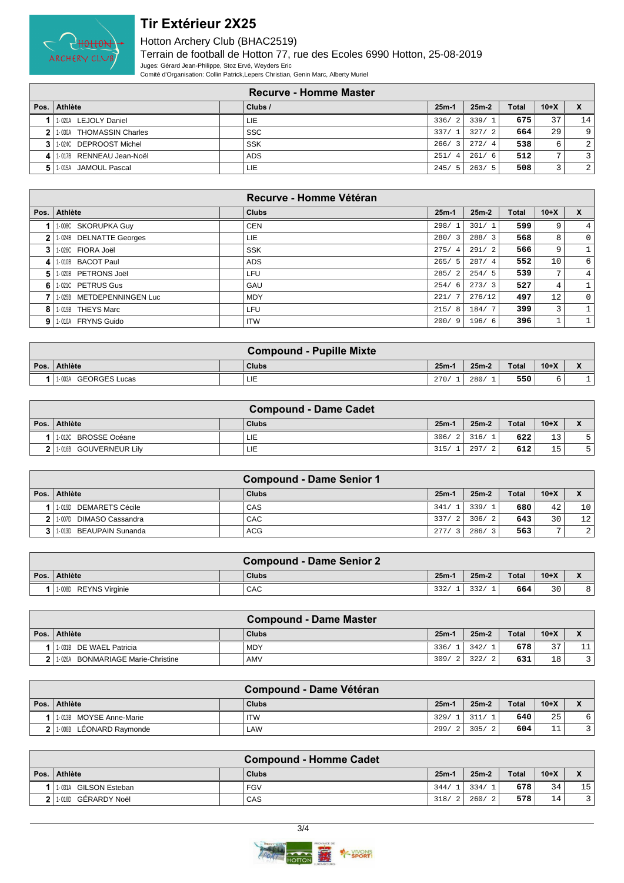# Tir Extérieur 2X25

Hotton Archery Club (BHAC2519)

Terrain de football de Hotton 77, rue des Ecoles 6990 Hotton, 25-08-2019

Juges: Gérard Jean-Philippe, Stoz Ervé, Weyders Eric

Comité d'Organisation: Collin Patrick,Lepers Christian, Genin Marc, Alberty Muriel

## Recurve - Homme Master

| Pos. | Athlète | | Clubs / | 25m-1 | 25m-2 | Total | 10+X | X |
|---|---|---|---|---|---|---|---|---|
| 1 | 1-020A LEJOLY Daniel | | LIE | 336/ 2 | 339/ 1 | 675 | 37 | 14 |
| 2 | 1-030A THOMASSIN Charles | | SSC | 337/ 1 | 327/ 2 | 664 | 29 | 9 |
| 3 | 1-024C DEPROOST Michel | | SSK | 266/ 3 | 272/ 4 | 538 | 6 | 2 |
| 4 | 1-017B RENNEAU Jean-Noël | | ADS | 251/ 4 | 261/ 6 | 512 | 7 | 3 |
| 5 | 1-015A JAMOUL Pascal | | LIE | 245/ 5 | 263/ 5 | 508 | 3 | 2 |

## Recurve - Homme Vétéran

| Pos. | Athlète | | Clubs | 25m-1 | 25m-2 | Total | 10+X | X |
|---|---|---|---|---|---|---|---|---|
| 1 | 1-008C SKORUPKA Guy | | CEN | 298/ 1 | 301/ 1 | 599 | 9 | 4 |
| 2 | 1-024B DELNATTE Georges | | LIE | 280/ 3 | 288/ 3 | 568 | 8 | 0 |
| 3 | 1-026C FIORA Joël | | SSK | 275/ 4 | 291/ 2 | 566 | 9 | 1 |
| 4 | 1-010B BACOT Paul | | ADS | 265/ 5 | 287/ 4 | 552 | 10 | 6 |
| 5 | 1-020B PETRONS Joël | | LFU | 285/ 2 | 254/ 5 | 539 | 7 | 4 |
| 6 | 1-021C PETRUS Gus | | GAU | 254/ 6 | 273/ 3 | 527 | 4 | 1 |
| 7 | 1-025B METDEPENNINGEN Luc | | MDY | 221/ 7 | 276/12 | 497 | 12 | 0 |
| 8 | 1-019B THEYS Marc | | LFU | 215/ 8 | 184/ 7 | 399 | 3 | 1 |
| 9 | 1-010A FRYNS Guido | | ITW | 200/ 9 | 196/ 6 | 396 | 1 | 1 |

## Compound - Pupille Mixte

| Pos. | Athlète | | Clubs | 25m-1 | 25m-2 | Total | 10+X | X |
|---|---|---|---|---|---|---|---|---|
| 1 | 1-003A GEORGES Lucas | | LIE | 270/ 1 | 280/ 1 | 550 | 6 | 1 |

## Compound - Dame Cadet

| Pos. | Athlète | | Clubs | 25m-1 | 25m-2 | Total | 10+X | X |
|---|---|---|---|---|---|---|---|---|
| 1 | 1-012C BROSSE Océane | | LIE | 306/ 2 | 316/ 1 | 622 | 13 | 5 |
| 2 | 1-016B GOUVERNEUR Lily | | LIE | 315/ 1 | 297/ 2 | 612 | 15 | 5 |

## Compound - Dame Senior 1

| Pos. | Athlète | | Clubs | 25m-1 | 25m-2 | Total | 10+X | X |
|---|---|---|---|---|---|---|---|---|
| 1 | 1-015D DEMARETS Cécile | | CAS | 341/ 1 | 339/ 1 | 680 | 42 | 10 |
| 2 | 1-007D DIMASO Cassandra | | CAC | 337/ 2 | 306/ 2 | 643 | 30 | 12 |
| 3 | 1-013D BEAUPAIN Sunanda | | ACG | 277/ 3 | 286/ 3 | 563 | 7 | 2 |

## Compound - Dame Senior 2

| Pos. | Athlète | | Clubs | 25m-1 | 25m-2 | Total | 10+X | X |
|---|---|---|---|---|---|---|---|---|
| 1 | 1-008D REYNS Virginie | | CAC | 332/ 1 | 332/ 1 | 664 | 30 | 8 |

## Compound - Dame Master

| Pos. | Athlète | | Clubs | 25m-1 | 25m-2 | Total | 10+X | X |
|---|---|---|---|---|---|---|---|---|
| 1 | 1-031B DE WAEL Patricia | | MDY | 336/ 1 | 342/ 1 | 678 | 37 | 11 |
| 2 | 1-026A BONMARIAGE Marie-Christine | | AMV | 309/ 2 | 322/ 2 | 631 | 18 | 3 |

## Compound - Dame Vétéran

| Pos. | Athlète | | Clubs | 25m-1 | 25m-2 | Total | 10+X | X |
|---|---|---|---|---|---|---|---|---|
| 1 | 1-013B MOYSE Anne-Marie | | ITW | 329/ 1 | 311/ 1 | 640 | 25 | 6 |
| 2 | 1-008B LÉONARD Raymonde | | LAW | 299/ 2 | 305/ 2 | 604 | 11 | 3 |

## Compound - Homme Cadet

| Pos. | Athlète | | Clubs | 25m-1 | 25m-2 | Total | 10+X | X |
|---|---|---|---|---|---|---|---|---|
| 1 | 1-031A GILSON Esteban | | FGV | 344/ 1 | 334/ 1 | 678 | 34 | 15 |
| 2 | 1-016D GÉRARDY Noël | | CAS | 318/ 2 | 260/ 2 | 578 | 14 | 3 |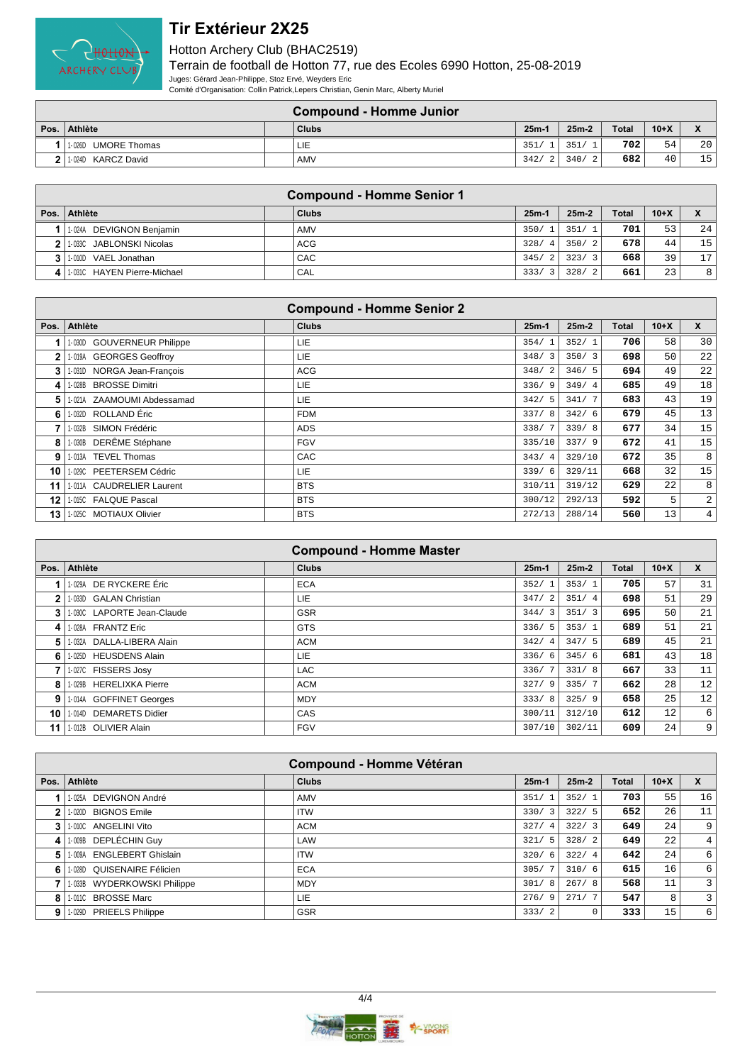# Tir Extérieur 2X25

Hotton Archery Club (BHAC2519)

Terrain de football de Hotton 77, rue des Ecoles 6990 Hotton, 25-08-2019

Juges: Gérard Jean-Philippe, Stoz Ervé, Weyders Eric

Comité d'Organisation: Collin Patrick,Lepers Christian, Genin Marc, Alberty Muriel

## Compound - Homme Junior

| Pos. | Athlète | | Clubs | 25m-1 | 25m-2 | Total | 10+X | X |
|---|---|---|---|---|---|---|---|---|
| 1 | 1-026D UMORE Thomas | | LIE | 351/ 1 | 351/ 1 | 702 | 54 | 20 |
| 2 | 1-024D KARCZ David | | AMV | 342/ 2 | 340/ 2 | 682 | 40 | 15 |

## Compound - Homme Senior 1

| Pos. | Athlète | | Clubs | 25m-1 | 25m-2 | Total | 10+X | X |
|---|---|---|---|---|---|---|---|---|
| 1 | 1-024A DEVIGNON Benjamin | | AMV | 350/ 1 | 351/ 1 | 701 | 53 | 24 |
| 2 | 1-033C JABLONSKI Nicolas | | ACG | 328/ 4 | 350/ 2 | 678 | 44 | 15 |
| 3 | 1-010D VAEL Jonathan | | CAC | 345/ 2 | 323/ 3 | 668 | 39 | 17 |
| 4 | 1-031C HAYEN Pierre-Michael | | CAL | 333/ 3 | 328/ 2 | 661 | 23 | 8 |

## Compound - Homme Senior 2

| Pos. | Athlète | | Clubs | 25m-1 | 25m-2 | Total | 10+X | X |
|---|---|---|---|---|---|---|---|---|
| 1 | 1-030D GOUVERNEUR Philippe | | LIE | 354/ 1 | 352/ 1 | 706 | 58 | 30 |
| 2 | 1-019A GEORGES Geoffroy | | LIE | 348/ 3 | 350/ 3 | 698 | 50 | 22 |
| 3 | 1-031D NORGA Jean-François | | ACG | 348/ 2 | 346/ 5 | 694 | 49 | 22 |
| 4 | 1-028B BROSSE Dimitri | | LIE | 336/ 9 | 349/ 4 | 685 | 49 | 18 |
| 5 | 1-021A ZAAMOUMI Abdessamad | | LIE | 342/ 5 | 341/ 7 | 683 | 43 | 19 |
| 6 | 1-032D ROLLAND Éric | | FDM | 337/ 8 | 342/ 6 | 679 | 45 | 13 |
| 7 | 1-032B SIMON Frédéric | | ADS | 338/ 7 | 339/ 8 | 677 | 34 | 15 |
| 8 | 1-030B DERÊME Stéphane | | FGV | 335/10 | 337/ 9 | 672 | 41 | 15 |
| 9 | 1-013A TEVEL Thomas | | CAC | 343/ 4 | 329/10 | 672 | 35 | 8 |
| 10 | 1-029C PEETERSEM Cédric | | LIE | 339/ 6 | 329/11 | 668 | 32 | 15 |
| 11 | 1-011A CAUDRELIER Laurent | | BTS | 310/11 | 319/12 | 629 | 22 | 8 |
| 12 | 1-015C FALQUE Pascal | | BTS | 300/12 | 292/13 | 592 | 5 | 2 |
| 13 | 1-025C MOTIAUX Olivier | | BTS | 272/13 | 288/14 | 560 | 13 | 4 |

## Compound - Homme Master

| Pos. | Athlète | | Clubs | 25m-1 | 25m-2 | Total | 10+X | X |
|---|---|---|---|---|---|---|---|---|
| 1 | 1-029A DE RYCKERE Éric | | ECA | 352/ 1 | 353/ 1 | 705 | 57 | 31 |
| 2 | 1-033D GALAN Christian | | LIE | 347/ 2 | 351/ 4 | 698 | 51 | 29 |
| 3 | 1-030C LAPORTE Jean-Claude | | GSR | 344/ 3 | 351/ 3 | 695 | 50 | 21 |
| 4 | 1-028A FRANTZ Eric | | GTS | 336/ 5 | 353/ 1 | 689 | 51 | 21 |
| 5 | 1-032A DALLA-LIBERA Alain | | ACM | 342/ 4 | 347/ 5 | 689 | 45 | 21 |
| 6 | 1-025D HEUSDENS Alain | | LIE | 336/ 6 | 345/ 6 | 681 | 43 | 18 |
| 7 | 1-027C FISSERS Josy | | LAC | 336/ 7 | 331/ 8 | 667 | 33 | 11 |
| 8 | 1-029B HERELIXKA Pierre | | ACM | 327/ 9 | 335/ 7 | 662 | 28 | 12 |
| 9 | 1-014A GOFFINET Georges | | MDY | 333/ 8 | 325/ 9 | 658 | 25 | 12 |
| 10 | 1-014D DEMARETS Didier | | CAS | 300/11 | 312/10 | 612 | 12 | 6 |
| 11 | 1-012B OLIVIER Alain | | FGV | 307/10 | 302/11 | 609 | 24 | 9 |

## Compound - Homme Vétéran

| Pos. | Athlète | | Clubs | 25m-1 | 25m-2 | Total | 10+X | X |
|---|---|---|---|---|---|---|---|---|
| 1 | 1-025A DEVIGNON André | | AMV | 351/ 1 | 352/ 1 | 703 | 55 | 16 |
| 2 | 1-020D BIGNOS Emile | | ITW | 330/ 3 | 322/ 5 | 652 | 26 | 11 |
| 3 | 1-010C ANGELINI Vito | | ACM | 327/ 4 | 322/ 3 | 649 | 24 | 9 |
| 4 | 1-009B DEPLÉCHIN Guy | | LAW | 321/ 5 | 328/ 2 | 649 | 22 | 4 |
| 5 | 1-009A ENGLEBERT Ghislain | | ITW | 320/ 6 | 322/ 4 | 642 | 24 | 6 |
| 6 | 1-028D QUISENAIRE Félicien | | ECA | 305/ 7 | 310/ 6 | 615 | 16 | 6 |
| 7 | 1-033B WYDERKOWSKI Philippe | | MDY | 301/ 8 | 267/ 8 | 568 | 11 | 3 |
| 8 | 1-011C BROSSE Marc | | LIE | 276/ 9 | 271/ 7 | 547 | 8 | 3 |
| 9 | 1-029D PRIEELS Philippe | | GSR | 333/ 2 | 0 | 333 | 15 | 6 |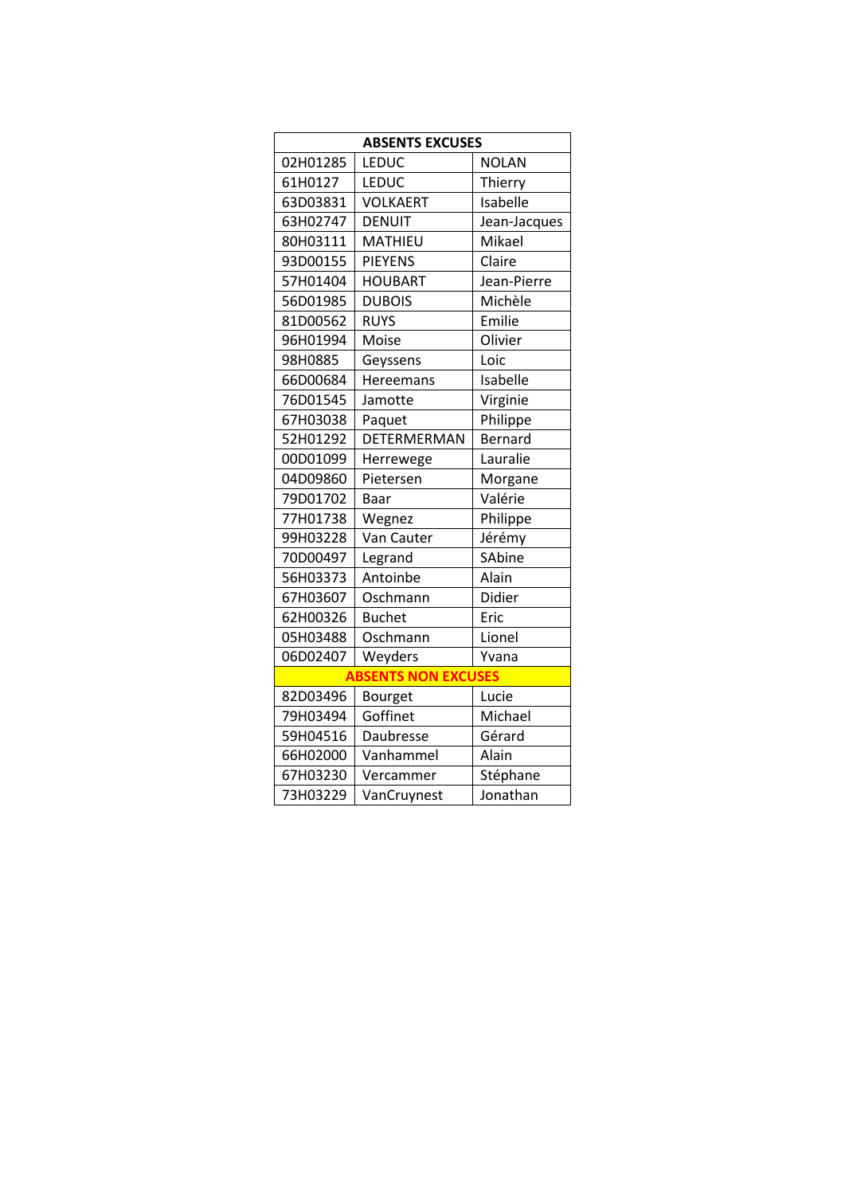| ABSENTS EXCUSES | | |
|---|---|---|
| 02H01285 | LEDUC | NOLAN |
| 61H0127 | LEDUC | Thierry |
| 63D03831 | VOLKAERT | Isabelle |
| 63H02747 | DENUIT | Jean-Jacques |
| 80H03111 | MATHIEU | Mikael |
| 93D00155 | PIEYENS | Claire |
| 57H01404 | HOUBART | Jean-Pierre |
| 56D01985 | DUBOIS | Michèle |
| 81D00562 | RUYS | Emilie |
| 96H01994 | Moise | Olivier |
| 98H0885 | Geyssens | Loic |
| 66D00684 | Hereemans | Isabelle |
| 76D01545 | Jamotte | Virginie |
| 67H03038 | Paquet | Philippe |
| 52H01292 | DETERMERMAN | Bernard |
| 00D01099 | Herrewege | Lauralie |
| 04D09860 | Pietersen | Morgane |
| 79D01702 | Baar | Valérie |
| 77H01738 | Wegnez | Philippe |
| 99H03228 | Van Cauter | Jérémy |
| 70D00497 | Legrand | SAbine |
| 56H03373 | Antoinbe | Alain |
| 67H03607 | Oschmann | Didier |
| 62H00326 | Buchet | Eric |
| 05H03488 | Oschmann | Lionel |
| 06D02407 | Weyders | Yvana |
| **ABSENTS NON EXCUSES** | | |
| 82D03496 | Bourget | Lucie |
| 79H03494 | Goffinet | Michael |
| 59H04516 | Daubresse | Gérard |
| 66H02000 | Vanhammel | Alain |
| 67H03230 | Vercammer | Stéphane |
| 73H03229 | VanCruynest | Jonathan |